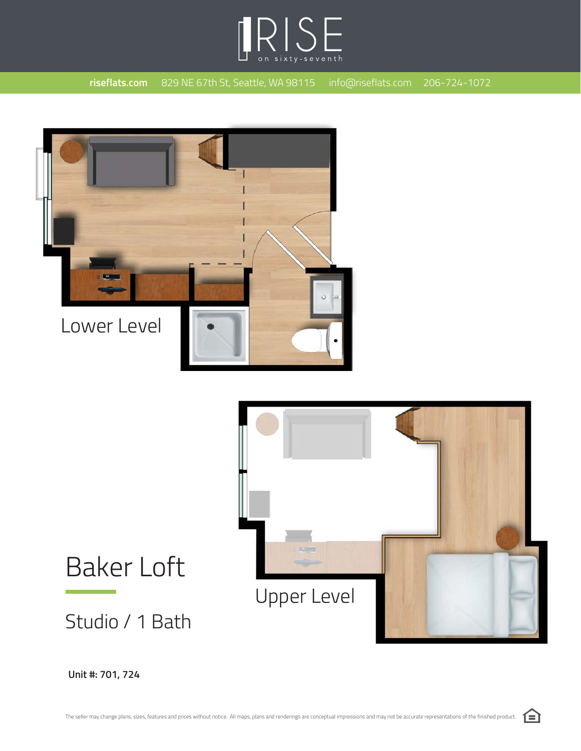# RISE

on sixty-seventh

riseflats.com 829 NE 67th St, Seattle, WA 98115 info@riseflats.com 206-724-1072

Lower Level

Upper Level

## Baker Loft

Studio / 1 Bath

**Unit #: 701, 724**

The seller may change plans, sizes, features and prices without notice. All maps, plans and renderings are conceptual impressions and may not be accurate representations of the finished product.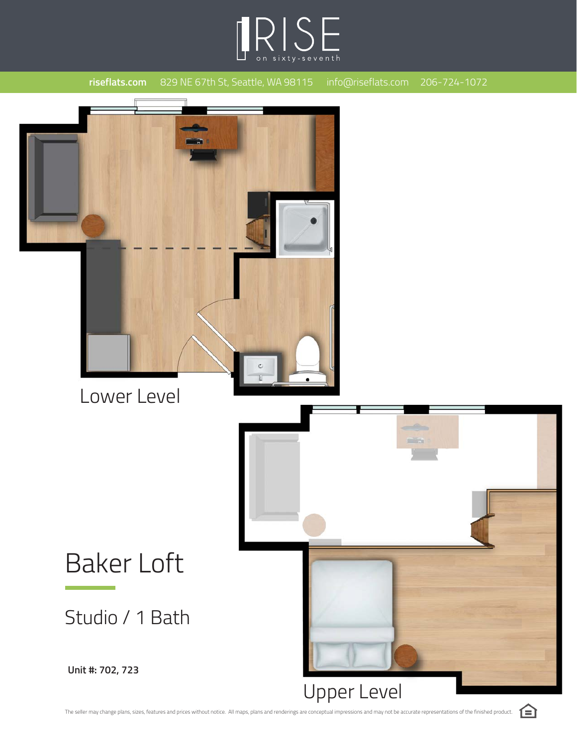# RISE
on sixty-seventh

**riseflats.com** 829 NE 67th St, Seattle, WA 98115 info@riseflats.com 206-724-1072

Lower Level

Upper Level

## Baker Loft

Studio / 1 Bath

**Unit #: 702, 723**

The seller may change plans, sizes, features and prices without notice. All maps, plans and renderings are conceptual impressions and may not be accurate representations of the finished product.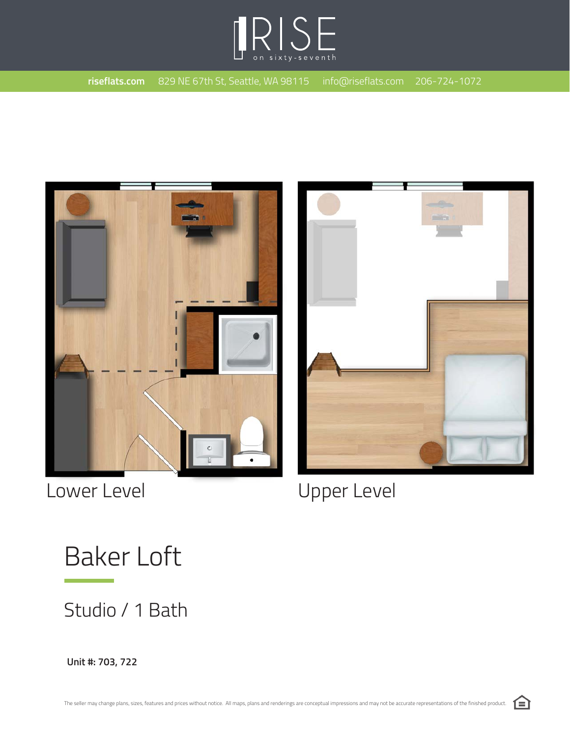RISE

on sixty-seventh

**riseflats.com** 829 NE 67th St, Seattle, WA 98115 info@riseflats.com 206-724-1072

Lower Level

Upper Level

# Baker Loft

## Studio / 1 Bath

**Unit #: 703, 722**

The seller may change plans, sizes, features and prices without notice. All maps, plans and renderings are conceptual impressions and may not be accurate representations of the finished product.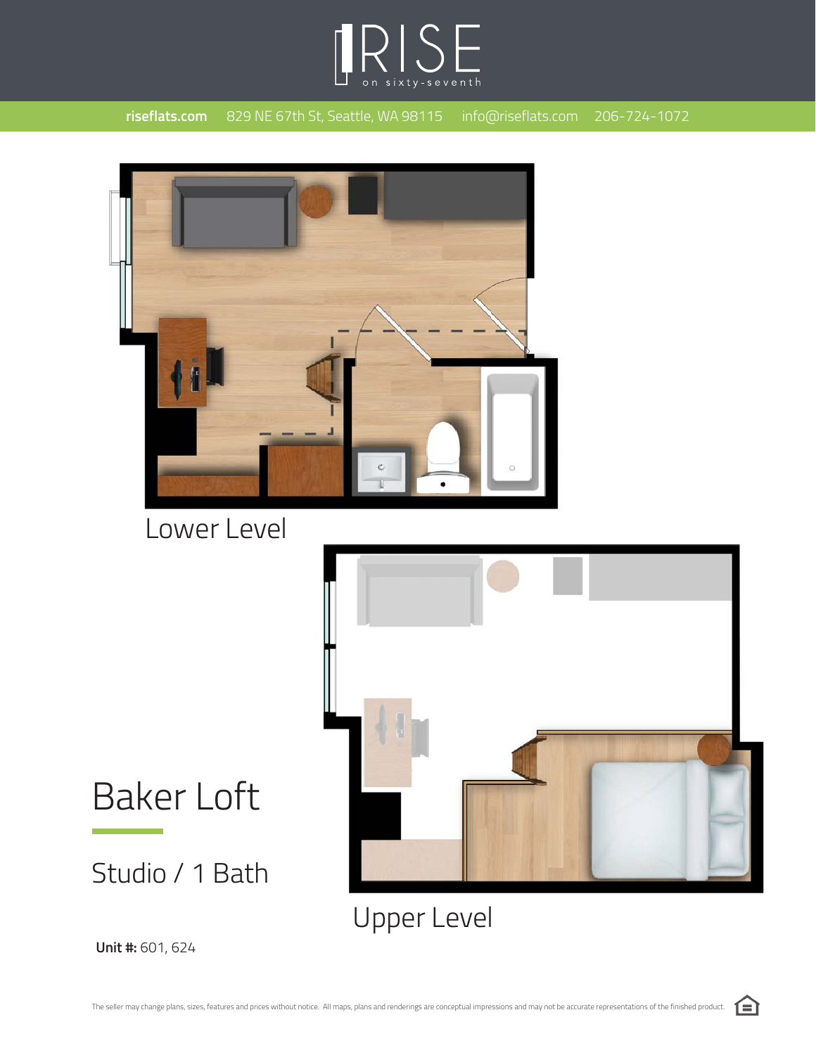# RISE

on sixty-seventh

**riseflats.com** 829 NE 67th St, Seattle, WA 98115 info@riseflats.com 206-724-1072

Lower Level

Upper Level

## Baker Loft

Studio / 1 Bath

**Unit #:** 601, 624

The seller may change plans, sizes, features and prices without notice. All maps, plans and renderings are conceptual impressions and may not be accurate representations of the finished product.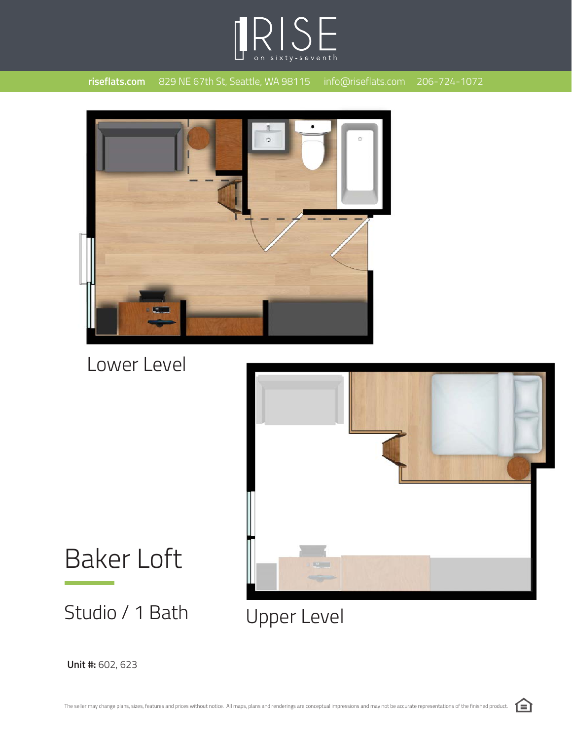# RISE
on sixty-seventh

**riseflats.com** 829 NE 67th St, Seattle, WA 98115 info@riseflats.com 206-724-1072

Lower Level

# Baker Loft

## Studio / 1 Bath

Upper Level

**Unit #:** 602, 623

The seller may change plans, sizes, features and prices without notice. All maps, plans and renderings are conceptual impressions and may not be accurate representations of the finished product.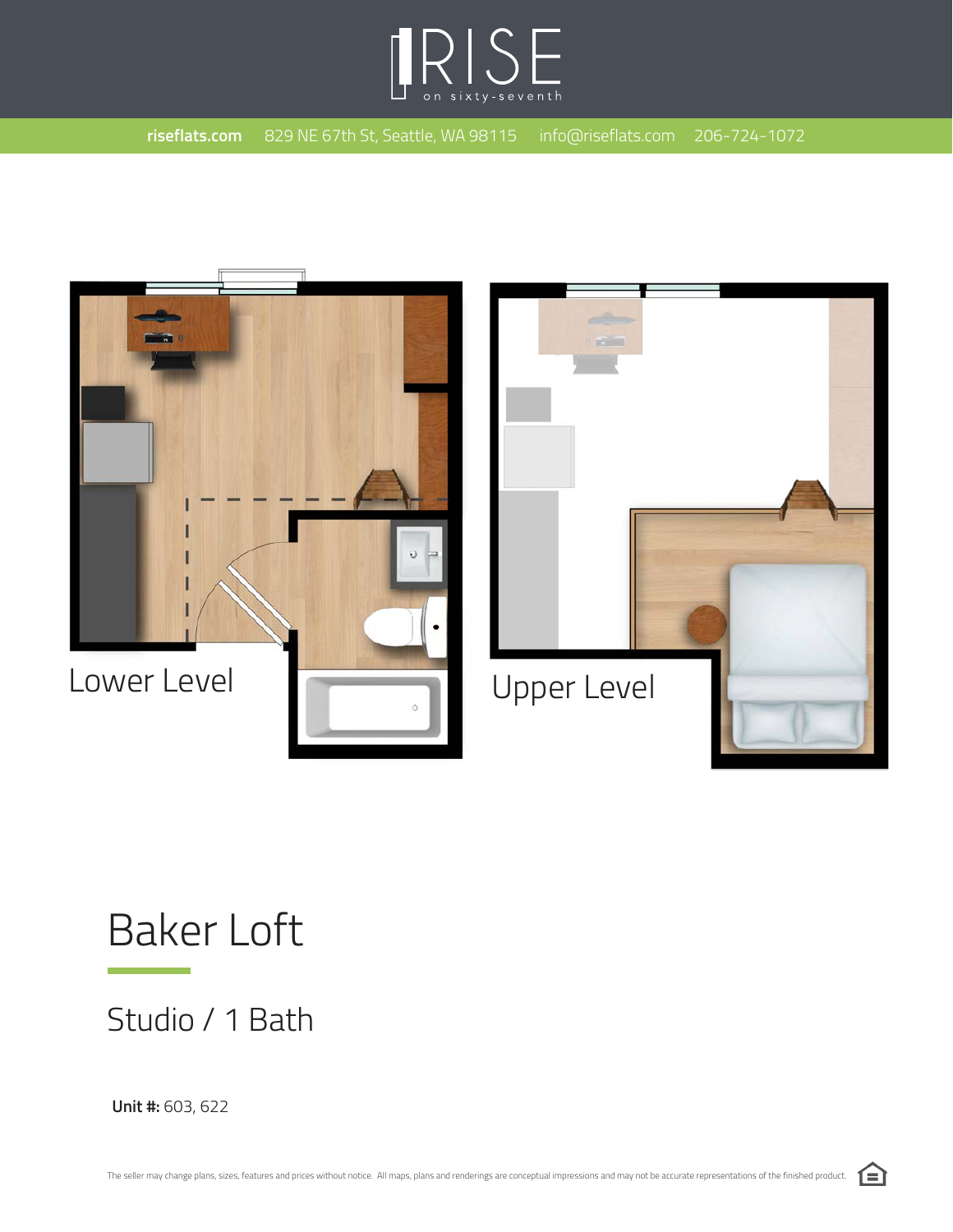RISE
on sixty-seventh

**riseflats.com** 829 NE 67th St, Seattle, WA 98115 info@riseflats.com 206-724-1072

Lower Level

Upper Level

# Baker Loft

## Studio / 1 Bath

**Unit #:** 603, 622

The seller may change plans, sizes, features and prices without notice. All maps, plans and renderings are conceptual impressions and may not be accurate representations of the finished product.